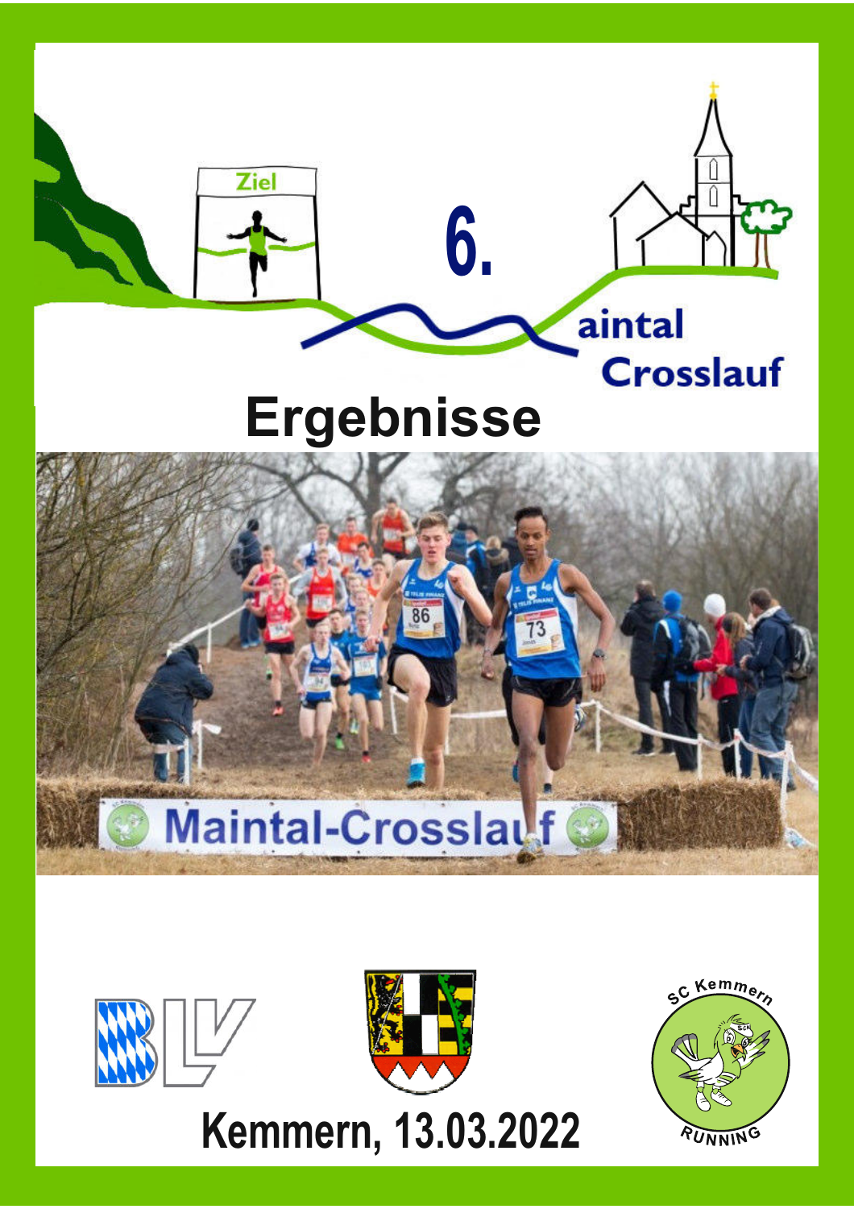# 6. Maintal Crosslauf

# Ergebnisse

## Kemmern, 13.03.2022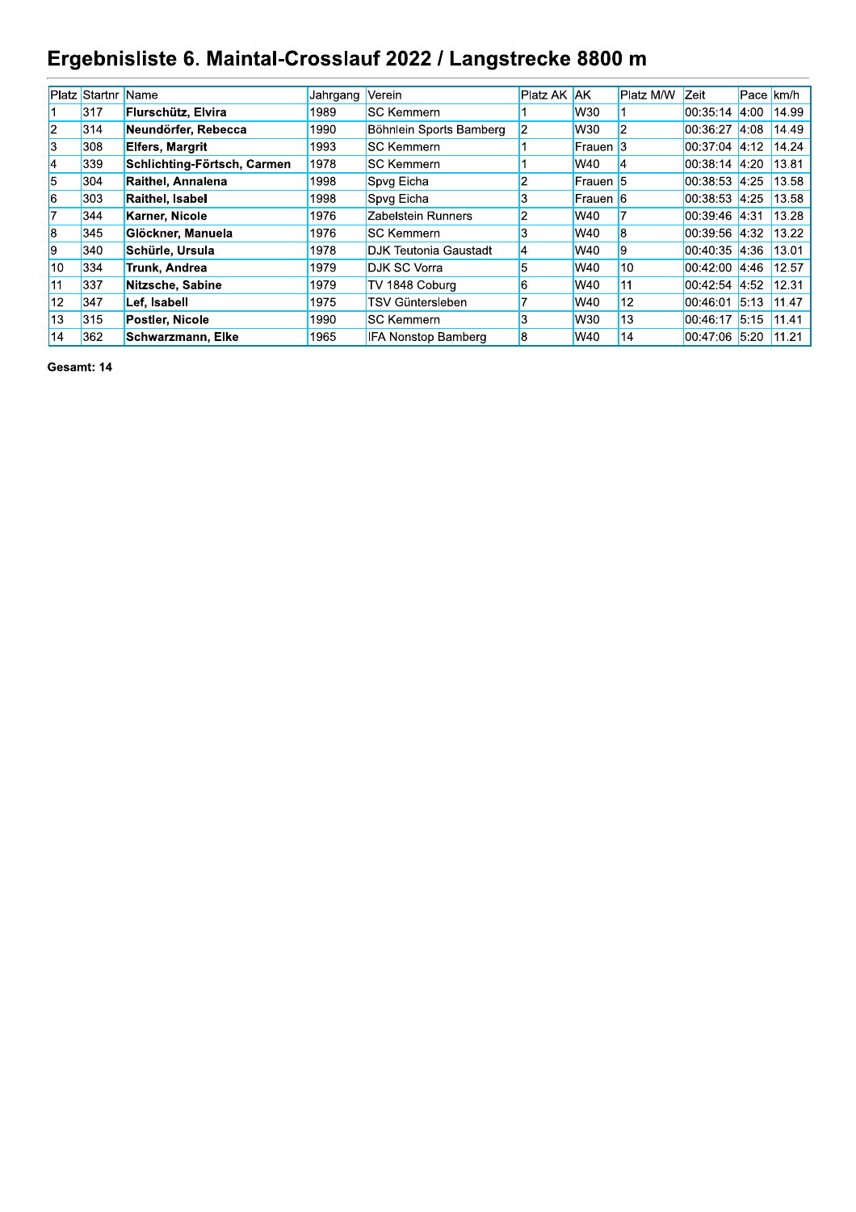# Ergebnisliste 6. Maintal-Crosslauf 2022 / Langstrecke 8800 m

| Platz | Startnr | Name | Jahrgang | Verein | Platz AK | AK | Platz M/W | Zeit | Pace | km/h |
|---|---|---|---|---|---|---|---|---|---|---|
| 1 | 317 | **Flurschütz, Elvira** | 1989 | SC Kemmern | 1 | W30 | 1 | 00:35:14 | 4:00 | 14.99 |
| 2 | 314 | **Neundörfer, Rebecca** | 1990 | Böhnlein Sports Bamberg | 2 | W30 | 2 | 00:36:27 | 4:08 | 14.49 |
| 3 | 308 | **Elfers, Margrit** | 1993 | SC Kemmern | 1 | Frauen | 3 | 00:37:04 | 4:12 | 14.24 |
| 4 | 339 | **Schlichting-Förtsch, Carmen** | 1978 | SC Kemmern | 1 | W40 | 4 | 00:38:14 | 4:20 | 13.81 |
| 5 | 304 | **Raithel, Annalena** | 1998 | Spvg Eicha | 2 | Frauen | 5 | 00:38:53 | 4:25 | 13.58 |
| 6 | 303 | **Raithel, Isabel** | 1998 | Spvg Eicha | 3 | Frauen | 6 | 00:38:53 | 4:25 | 13.58 |
| 7 | 344 | **Karner, Nicole** | 1976 | Zabelstein Runners | 2 | W40 | 7 | 00:39:46 | 4:31 | 13.28 |
| 8 | 345 | **Glöckner, Manuela** | 1976 | SC Kemmern | 3 | W40 | 8 | 00:39:56 | 4:32 | 13.22 |
| 9 | 340 | **Schürle, Ursula** | 1978 | DJK Teutonia Gaustadt | 4 | W40 | 9 | 00:40:35 | 4:36 | 13.01 |
| 10 | 334 | **Trunk, Andrea** | 1979 | DJK SC Vorra | 5 | W40 | 10 | 00:42:00 | 4:46 | 12.57 |
| 11 | 337 | **Nitzsche, Sabine** | 1979 | TV 1848 Coburg | 6 | W40 | 11 | 00:42:54 | 4:52 | 12.31 |
| 12 | 347 | **Lef, Isabell** | 1975 | TSV Güntersleben | 7 | W40 | 12 | 00:46:01 | 5:13 | 11.47 |
| 13 | 315 | **Postler, Nicole** | 1990 | SC Kemmern | 3 | W30 | 13 | 00:46:17 | 5:15 | 11.41 |
| 14 | 362 | **Schwarzmann, Elke** | 1965 | IFA Nonstop Bamberg | 8 | W40 | 14 | 00:47:06 | 5:20 | 11.21 |

**Gesamt: 14**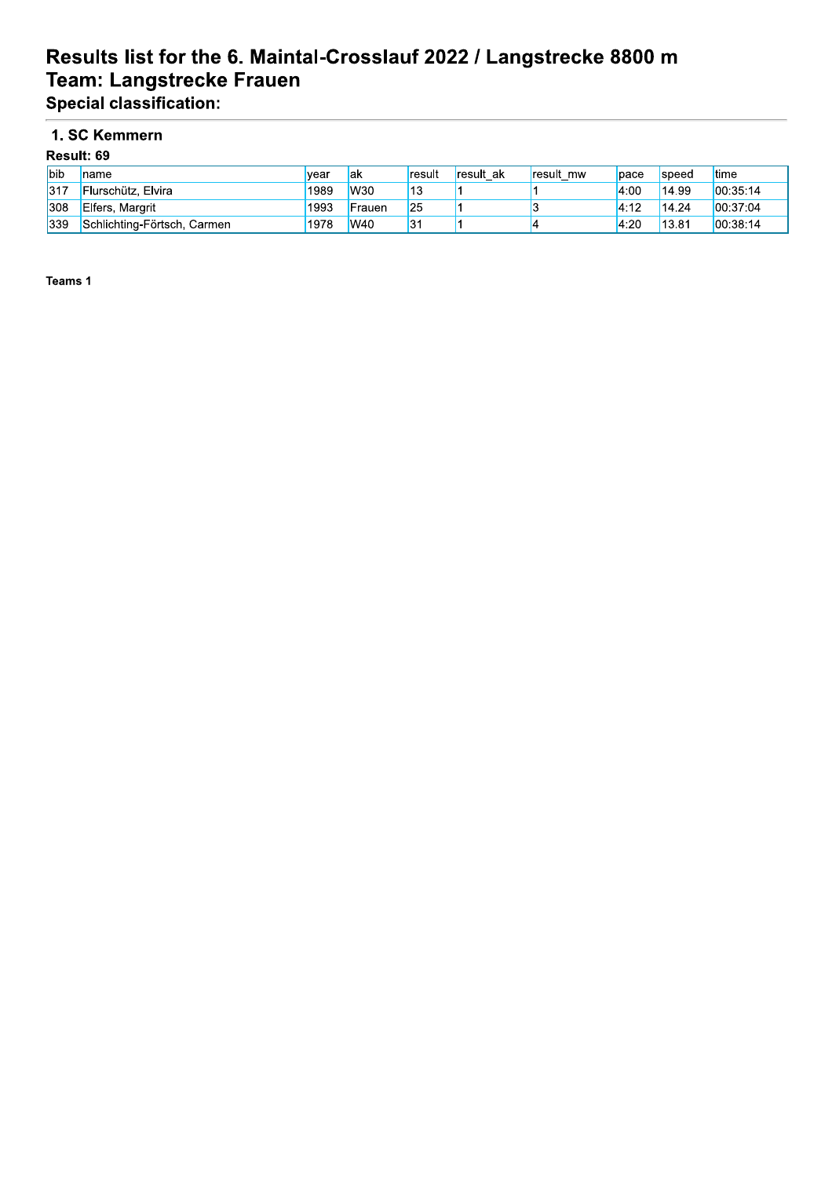# Results list for the 6. Maintal-Crosslauf 2022 / Langstrecke 8800 m
## Team: Langstrecke Frauen
### Special classification:

### 1. SC Kemmern

**Result: 69**

| bib | name | year | ak | result | result_ak | result_mw | pace | speed | time |
|---|---|---|---|---|---|---|---|---|---|
| 317 | Flurschütz, Elvira | 1989 | W30 | 13 | 1 | 1 | 4:00 | 14.99 | 00:35:14 |
| 308 | Elfers, Margrit | 1993 | Frauen | 25 | 1 | 3 | 4:12 | 14.24 | 00:37:04 |
| 339 | Schlichting-Förtsch, Carmen | 1978 | W40 | 31 | 1 | 4 | 4:20 | 13.81 | 00:38:14 |

**Teams 1**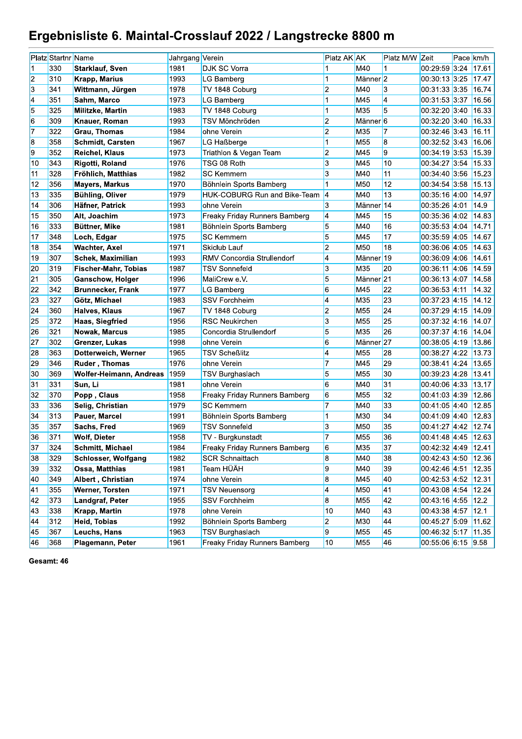# Ergebnisliste 6. Maintal-Crosslauf 2022 / Langstrecke 8800 m

| Platz | Startnr | Name | Jahrgang | Verein | Platz AK | AK | Platz M/W | Zeit | Pace | km/h |
|---|---|---|---|---|---|---|---|---|---|---|
| 1 | 330 | **Starklauf, Sven** | 1981 | DJK SC Vorra | 1 | M40 | 1 | 00:29:59 | 3:24 | 17.61 |
| 2 | 310 | **Krapp, Marius** | 1993 | LG Bamberg | 1 | Männer | 2 | 00:30:13 | 3:25 | 17.47 |
| 3 | 341 | **Wittmann, Jürgen** | 1978 | TV 1848 Coburg | 2 | M40 | 3 | 00:31:33 | 3:35 | 16.74 |
| 4 | 351 | **Sahm, Marco** | 1973 | LG Bamberg | 1 | M45 | 4 | 00:31:53 | 3:37 | 16.56 |
| 5 | 325 | **Militzke, Martin** | 1983 | TV 1848 Coburg | 1 | M35 | 5 | 00:32:20 | 3:40 | 16.33 |
| 6 | 309 | **Knauer, Roman** | 1993 | TSV Mönchröden | 2 | Männer | 6 | 00:32:20 | 3:40 | 16.33 |
| 7 | 322 | **Grau, Thomas** | 1984 | ohne Verein | 2 | M35 | 7 | 00:32:46 | 3:43 | 16.11 |
| 8 | 358 | **Schmidt, Carsten** | 1967 | LG Haßberge | 1 | M55 | 8 | 00:32:52 | 3:43 | 16.06 |
| 9 | 352 | **Reichel, Klaus** | 1973 | Triathlon & Vegan Team | 2 | M45 | 9 | 00:34:19 | 3:53 | 15.39 |
| 10 | 343 | **Rigotti, Roland** | 1976 | TSG 08 Roth | 3 | M45 | 10 | 00:34:27 | 3:54 | 15.33 |
| 11 | 328 | **Fröhlich, Matthias** | 1982 | SC Kemmern | 3 | M40 | 11 | 00:34:40 | 3:56 | 15.23 |
| 12 | 356 | **Mayers, Markus** | 1970 | Böhnlein Sports Bamberg | 1 | M50 | 12 | 00:34:54 | 3:58 | 15.13 |
| 13 | 335 | **Bühling, Oliver** | 1979 | HUK-COBURG Run and Bike-Team | 4 | M40 | 13 | 00:35:16 | 4:00 | 14.97 |
| 14 | 306 | **Häfner, Patrick** | 1993 | ohne Verein | 3 | Männer | 14 | 00:35:26 | 4:01 | 14.9 |
| 15 | 350 | **Alt, Joachim** | 1973 | Freaky Friday Runners Bamberg | 4 | M45 | 15 | 00:35:36 | 4:02 | 14.83 |
| 16 | 333 | **Büttner, Mike** | 1981 | Böhnlein Sports Bamberg | 5 | M40 | 16 | 00:35:53 | 4:04 | 14.71 |
| 17 | 348 | **Loch, Edgar** | 1975 | SC Kemmern | 5 | M45 | 17 | 00:35:59 | 4:05 | 14.67 |
| 18 | 354 | **Wachter, Axel** | 1971 | Skiclub Lauf | 2 | M50 | 18 | 00:36:06 | 4:05 | 14.63 |
| 19 | 307 | **Schek, Maximilian** | 1993 | RMV Concordia Strullendorf | 4 | Männer | 19 | 00:36:09 | 4:06 | 14.61 |
| 20 | 319 | **Fischer-Mahr, Tobias** | 1987 | TSV Sonnefeld | 3 | M35 | 20 | 00:36:11 | 4:06 | 14.59 |
| 21 | 305 | **Ganschow, Holger** | 1996 | MaliCrew e.V. | 5 | Männer | 21 | 00:36:13 | 4:07 | 14.58 |
| 22 | 342 | **Brunnecker, Frank** | 1977 | LG Bamberg | 6 | M45 | 22 | 00:36:53 | 4:11 | 14.32 |
| 23 | 327 | **Götz, Michael** | 1983 | SSV Forchheim | 4 | M35 | 23 | 00:37:23 | 4:15 | 14.12 |
| 24 | 360 | **Halves, Klaus** | 1967 | TV 1848 Coburg | 2 | M55 | 24 | 00:37:29 | 4:15 | 14.09 |
| 25 | 372 | **Haas, Siegfried** | 1956 | RSC Neukirchen | 3 | M55 | 25 | 00:37:32 | 4:16 | 14.07 |
| 26 | 321 | **Nowak, Marcus** | 1985 | Concordia Strullendorf | 5 | M35 | 26 | 00:37:37 | 4:16 | 14.04 |
| 27 | 302 | **Grenzer, Lukas** | 1998 | ohne Verein | 6 | Männer | 27 | 00:38:05 | 4:19 | 13.86 |
| 28 | 363 | **Dotterweich, Werner** | 1965 | TSV Scheßlitz | 4 | M55 | 28 | 00:38:27 | 4:22 | 13.73 |
| 29 | 346 | **Ruder , Thomas** | 1976 | ohne Verein | 7 | M45 | 29 | 00:38:41 | 4:24 | 13.65 |
| 30 | 369 | **Wolfer-Heimann, Andreas** | 1959 | TSV Burghaslach | 5 | M55 | 30 | 00:39:23 | 4:28 | 13.41 |
| 31 | 331 | **Sun, Li** | 1981 | ohne Verein | 6 | M40 | 31 | 00:40:06 | 4:33 | 13.17 |
| 32 | 370 | **Popp , Claus** | 1958 | Freaky Friday Runners Bamberg | 6 | M55 | 32 | 00:41:03 | 4:39 | 12.86 |
| 33 | 336 | **Selig, Christian** | 1979 | SC Kemmern | 7 | M40 | 33 | 00:41:05 | 4:40 | 12.85 |
| 34 | 313 | **Pauer, Marcel** | 1991 | Böhnlein Sports Bamberg | 1 | M30 | 34 | 00:41:09 | 4:40 | 12.83 |
| 35 | 357 | **Sachs, Fred** | 1969 | TSV Sonnefeld | 3 | M50 | 35 | 00:41:27 | 4:42 | 12.74 |
| 36 | 371 | **Wolf, Dieter** | 1958 | TV - Burgkunstadt | 7 | M55 | 36 | 00:41:48 | 4:45 | 12.63 |
| 37 | 324 | **Schmitt, Michael** | 1984 | Freaky Friday Runners Bamberg | 6 | M35 | 37 | 00:42:32 | 4:49 | 12.41 |
| 38 | 329 | **Schlosser, Wolfgang** | 1982 | SCR Schnaittach | 8 | M40 | 38 | 00:42:43 | 4:50 | 12.36 |
| 39 | 332 | **Ossa, Matthias** | 1981 | Team HÜÄH | 9 | M40 | 39 | 00:42:46 | 4:51 | 12.35 |
| 40 | 349 | **Albert , Christian** | 1974 | ohne Verein | 8 | M45 | 40 | 00:42:53 | 4:52 | 12.31 |
| 41 | 355 | **Werner, Torsten** | 1971 | TSV Neuensorg | 4 | M50 | 41 | 00:43:08 | 4:54 | 12.24 |
| 42 | 373 | **Landgraf, Peter** | 1955 | SSV Forchheim | 8 | M55 | 42 | 00:43:16 | 4:55 | 12.2 |
| 43 | 338 | **Krapp, Martin** | 1978 | ohne Verein | 10 | M40 | 43 | 00:43:38 | 4:57 | 12.1 |
| 44 | 312 | **Heid, Tobias** | 1992 | Böhnlein Sports Bamberg | 2 | M30 | 44 | 00:45:27 | 5:09 | 11.62 |
| 45 | 367 | **Leuchs, Hans** | 1963 | TSV Burghaslach | 9 | M55 | 45 | 00:46:32 | 5:17 | 11.35 |
| 46 | 368 | **Plagemann, Peter** | 1961 | Freaky Friday Runners Bamberg | 10 | M55 | 46 | 00:55:06 | 6:15 | 9.58 |

**Gesamt: 46**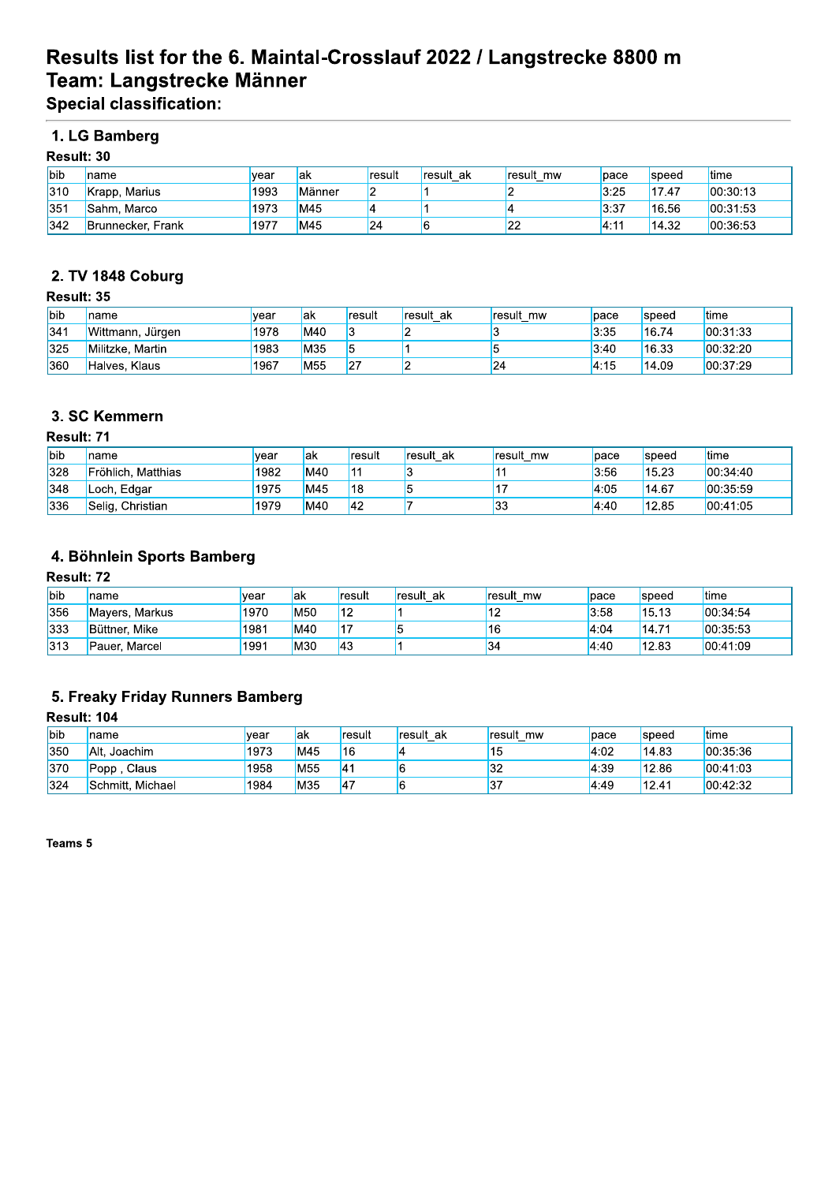# Results list for the 6. Maintal-Crosslauf 2022 / Langstrecke 8800 m
# Team: Langstrecke Männer
### Special classification:

## 1. LG Bamberg

**Result: 30**

| bib | name | year | ak | result | result_ak | result_mw | pace | speed | time |
|---|---|---|---|---|---|---|---|---|---|
| 310 | Krapp, Marius | 1993 | Männer | 2 | 1 | 2 | 3:25 | 17.47 | 00:30:13 |
| 351 | Sahm, Marco | 1973 | M45 | 4 | 1 | 4 | 3:37 | 16.56 | 00:31:53 |
| 342 | Brunnecker, Frank | 1977 | M45 | 24 | 6 | 22 | 4:11 | 14.32 | 00:36:53 |

## 2. TV 1848 Coburg

**Result: 35**

| bib | name | year | ak | result | result_ak | result_mw | pace | speed | time |
|---|---|---|---|---|---|---|---|---|---|
| 341 | Wittmann, Jürgen | 1978 | M40 | 3 | 2 | 3 | 3:35 | 16.74 | 00:31:33 |
| 325 | Militzke, Martin | 1983 | M35 | 5 | 1 | 5 | 3:40 | 16.33 | 00:32:20 |
| 360 | Halves, Klaus | 1967 | M55 | 27 | 2 | 24 | 4:15 | 14.09 | 00:37:29 |

## 3. SC Kemmern

**Result: 71**

| bib | name | year | ak | result | result_ak | result_mw | pace | speed | time |
|---|---|---|---|---|---|---|---|---|---|
| 328 | Fröhlich, Matthias | 1982 | M40 | 11 | 3 | 11 | 3:56 | 15.23 | 00:34:40 |
| 348 | Loch, Edgar | 1975 | M45 | 18 | 5 | 17 | 4:05 | 14.67 | 00:35:59 |
| 336 | Selig, Christian | 1979 | M40 | 42 | 7 | 33 | 4:40 | 12.85 | 00:41:05 |

## 4. Böhnlein Sports Bamberg

**Result: 72**

| bib | name | year | ak | result | result_ak | result_mw | pace | speed | time |
|---|---|---|---|---|---|---|---|---|---|
| 356 | Mayers, Markus | 1970 | M50 | 12 | 1 | 12 | 3:58 | 15.13 | 00:34:54 |
| 333 | Büttner, Mike | 1981 | M40 | 17 | 5 | 16 | 4:04 | 14.71 | 00:35:53 |
| 313 | Pauer, Marcel | 1991 | M30 | 43 | 1 | 34 | 4:40 | 12.83 | 00:41:09 |

## 5. Freaky Friday Runners Bamberg

**Result: 104**

| bib | name | year | ak | result | result_ak | result_mw | pace | speed | time |
|---|---|---|---|---|---|---|---|---|---|
| 350 | Alt, Joachim | 1973 | M45 | 16 | 4 | 15 | 4:02 | 14.83 | 00:35:36 |
| 370 | Popp , Claus | 1958 | M55 | 41 | 6 | 32 | 4:39 | 12.86 | 00:41:03 |
| 324 | Schmitt, Michael | 1984 | M35 | 47 | 6 | 37 | 4:49 | 12.41 | 00:42:32 |

**Teams 5**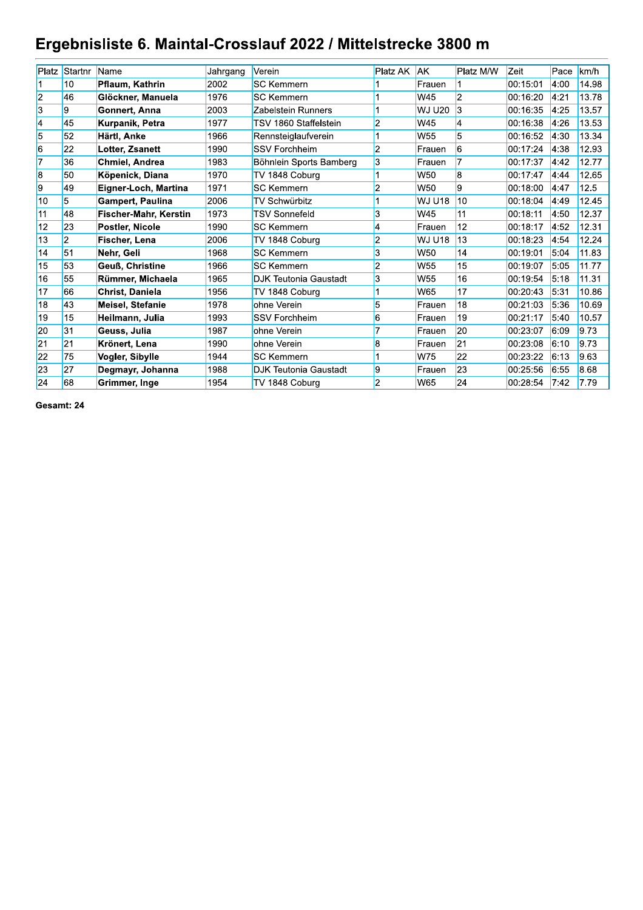# Ergebnisliste 6. Maintal-Crosslauf 2022 / Mittelstrecke 3800 m

| Platz | Startnr | Name | Jahrgang | Verein | Platz AK | AK | Platz M/W | Zeit | Pace | km/h |
|---|---|---|---|---|---|---|---|---|---|---|
| 1 | 10 | **Pflaum, Kathrin** | 2002 | SC Kemmern | 1 | Frauen | 1 | 00:15:01 | 4:00 | 14.98 |
| 2 | 46 | **Glöckner, Manuela** | 1976 | SC Kemmern | 1 | W45 | 2 | 00:16:20 | 4:21 | 13.78 |
| 3 | 9 | **Gonnert, Anna** | 2003 | Zabelstein Runners | 1 | WJ U20 | 3 | 00:16:35 | 4:25 | 13.57 |
| 4 | 45 | **Kurpanik, Petra** | 1977 | TSV 1860 Staffelstein | 2 | W45 | 4 | 00:16:38 | 4:26 | 13.53 |
| 5 | 52 | **Härtl, Anke** | 1966 | Rennsteiglaufverein | 1 | W55 | 5 | 00:16:52 | 4:30 | 13.34 |
| 6 | 22 | **Lotter, Zsanett** | 1990 | SSV Forchheim | 2 | Frauen | 6 | 00:17:24 | 4:38 | 12.93 |
| 7 | 36 | **Chmiel, Andrea** | 1983 | Böhnlein Sports Bamberg | 3 | Frauen | 7 | 00:17:37 | 4:42 | 12.77 |
| 8 | 50 | **Köpenick, Diana** | 1970 | TV 1848 Coburg | 1 | W50 | 8 | 00:17:47 | 4:44 | 12.65 |
| 9 | 49 | **Eigner-Loch, Martina** | 1971 | SC Kemmern | 2 | W50 | 9 | 00:18:00 | 4:47 | 12.5 |
| 10 | 5 | **Gampert, Paulina** | 2006 | TV Schwürbitz | 1 | WJ U18 | 10 | 00:18:04 | 4:49 | 12.45 |
| 11 | 48 | **Fischer-Mahr, Kerstin** | 1973 | TSV Sonnefeld | 3 | W45 | 11 | 00:18:11 | 4:50 | 12.37 |
| 12 | 23 | **Postler, Nicole** | 1990 | SC Kemmern | 4 | Frauen | 12 | 00:18:17 | 4:52 | 12.31 |
| 13 | 2 | **Fischer, Lena** | 2006 | TV 1848 Coburg | 2 | WJ U18 | 13 | 00:18:23 | 4:54 | 12.24 |
| 14 | 51 | **Nehr, Geli** | 1968 | SC Kemmern | 3 | W50 | 14 | 00:19:01 | 5:04 | 11.83 |
| 15 | 53 | **Geuß, Christine** | 1966 | SC Kemmern | 2 | W55 | 15 | 00:19:07 | 5:05 | 11.77 |
| 16 | 55 | **Rümmer, Michaela** | 1965 | DJK Teutonia Gaustadt | 3 | W55 | 16 | 00:19:54 | 5:18 | 11.31 |
| 17 | 66 | **Christ, Daniela** | 1956 | TV 1848 Coburg | 1 | W65 | 17 | 00:20:43 | 5:31 | 10.86 |
| 18 | 43 | **Meisel, Stefanie** | 1978 | ohne Verein | 5 | Frauen | 18 | 00:21:03 | 5:36 | 10.69 |
| 19 | 15 | **Heilmann, Julia** | 1993 | SSV Forchheim | 6 | Frauen | 19 | 00:21:17 | 5:40 | 10.57 |
| 20 | 31 | **Geuss, Julia** | 1987 | ohne Verein | 7 | Frauen | 20 | 00:23:07 | 6:09 | 9.73 |
| 21 | 21 | **Krönert, Lena** | 1990 | ohne Verein | 8 | Frauen | 21 | 00:23:08 | 6:10 | 9.73 |
| 22 | 75 | **Vogler, Sibylle** | 1944 | SC Kemmern | 1 | W75 | 22 | 00:23:22 | 6:13 | 9.63 |
| 23 | 27 | **Degmayr, Johanna** | 1988 | DJK Teutonia Gaustadt | 9 | Frauen | 23 | 00:25:56 | 6:55 | 8.68 |
| 24 | 68 | **Grimmer, Inge** | 1954 | TV 1848 Coburg | 2 | W65 | 24 | 00:28:54 | 7:42 | 7.79 |

**Gesamt: 24**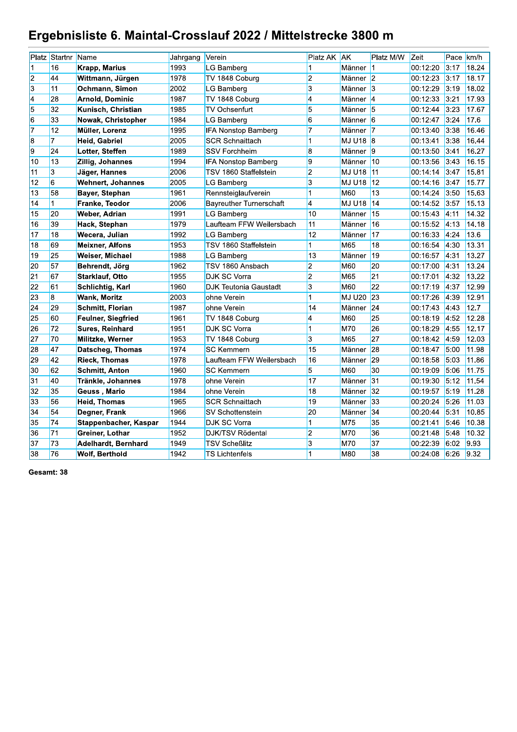# Ergebnisliste 6. Maintal-Crosslauf 2022 / Mittelstrecke 3800 m

| Platz | Startnr | Name | Jahrgang | Verein | Platz AK | AK | Platz M/W | Zeit | Pace | km/h |
|---|---|---|---|---|---|---|---|---|---|---|
| 1 | 16 | **Krapp, Marius** | 1993 | LG Bamberg | 1 | Männer | 1 | 00:12:20 | 3:17 | 18.24 |
| 2 | 44 | **Wittmann, Jürgen** | 1978 | TV 1848 Coburg | 2 | Männer | 2 | 00:12:23 | 3:17 | 18.17 |
| 3 | 11 | **Ochmann, Simon** | 2002 | LG Bamberg | 3 | Männer | 3 | 00:12:29 | 3:19 | 18.02 |
| 4 | 28 | **Arnold, Dominic** | 1987 | TV 1848 Coburg | 4 | Männer | 4 | 00:12:33 | 3:21 | 17.93 |
| 5 | 32 | **Kunisch, Christian** | 1985 | TV Ochsenfurt | 5 | Männer | 5 | 00:12:44 | 3:23 | 17.67 |
| 6 | 33 | **Nowak, Christopher** | 1984 | LG Bamberg | 6 | Männer | 6 | 00:12:47 | 3:24 | 17.6 |
| 7 | 12 | **Müller, Lorenz** | 1995 | IFA Nonstop Bamberg | 7 | Männer | 7 | 00:13:40 | 3:38 | 16.46 |
| 8 | 7 | **Heid, Gabriel** | 2005 | SCR Schnaittach | 1 | MJ U18 | 8 | 00:13:41 | 3:38 | 16.44 |
| 9 | 24 | **Lotter, Steffen** | 1989 | SSV Forchheim | 8 | Männer | 9 | 00:13:50 | 3:41 | 16.27 |
| 10 | 13 | **Zillig, Johannes** | 1994 | IFA Nonstop Bamberg | 9 | Männer | 10 | 00:13:56 | 3:43 | 16.15 |
| 11 | 3 | **Jäger, Hannes** | 2006 | TSV 1860 Staffelstein | 2 | MJ U18 | 11 | 00:14:14 | 3:47 | 15.81 |
| 12 | 6 | **Wehnert, Johannes** | 2005 | LG Bamberg | 3 | MJ U18 | 12 | 00:14:16 | 3:47 | 15.77 |
| 13 | 58 | **Bayer, Stephan** | 1961 | Rennsteiglaufverein | 1 | M60 | 13 | 00:14:24 | 3:50 | 15.63 |
| 14 | 1 | **Franke, Teodor** | 2006 | Bayreuther Turnerschaft | 4 | MJ U18 | 14 | 00:14:52 | 3:57 | 15.13 |
| 15 | 20 | **Weber, Adrian** | 1991 | LG Bamberg | 10 | Männer | 15 | 00:15:43 | 4:11 | 14.32 |
| 16 | 39 | **Hack, Stephan** | 1979 | Laufteam FFW Weilersbach | 11 | Männer | 16 | 00:15:52 | 4:13 | 14.18 |
| 17 | 18 | **Wecera, Julian** | 1992 | LG Bamberg | 12 | Männer | 17 | 00:16:33 | 4:24 | 13.6 |
| 18 | 69 | **Meixner, Alfons** | 1953 | TSV 1860 Staffelstein | 1 | M65 | 18 | 00:16:54 | 4:30 | 13.31 |
| 19 | 25 | **Weiser, Michael** | 1988 | LG Bamberg | 13 | Männer | 19 | 00:16:57 | 4:31 | 13.27 |
| 20 | 57 | **Behrendt, Jörg** | 1962 | TSV 1860 Ansbach | 2 | M60 | 20 | 00:17:00 | 4:31 | 13.24 |
| 21 | 67 | **Starklauf, Otto** | 1955 | DJK SC Vorra | 2 | M65 | 21 | 00:17:01 | 4:32 | 13.22 |
| 22 | 61 | **Schlichtig, Karl** | 1960 | DJK Teutonia Gaustadt | 3 | M60 | 22 | 00:17:19 | 4:37 | 12.99 |
| 23 | 8 | **Wank, Moritz** | 2003 | ohne Verein | 1 | MJ U20 | 23 | 00:17:26 | 4:39 | 12.91 |
| 24 | 29 | **Schmitt, Florian** | 1987 | ohne Verein | 14 | Männer | 24 | 00:17:43 | 4:43 | 12.7 |
| 25 | 60 | **Feulner, Siegfried** | 1961 | TV 1848 Coburg | 4 | M60 | 25 | 00:18:19 | 4:52 | 12.28 |
| 26 | 72 | **Sures, Reinhard** | 1951 | DJK SC Vorra | 1 | M70 | 26 | 00:18:29 | 4:55 | 12.17 |
| 27 | 70 | **Militzke, Werner** | 1953 | TV 1848 Coburg | 3 | M65 | 27 | 00:18:42 | 4:59 | 12.03 |
| 28 | 47 | **Datscheg, Thomas** | 1974 | SC Kemmern | 15 | Männer | 28 | 00:18:47 | 5:00 | 11.98 |
| 29 | 42 | **Rieck, Thomas** | 1978 | Laufteam FFW Weilersbach | 16 | Männer | 29 | 00:18:58 | 5:03 | 11.86 |
| 30 | 62 | **Schmitt, Anton** | 1960 | SC Kemmern | 5 | M60 | 30 | 00:19:09 | 5:06 | 11.75 |
| 31 | 40 | **Tränkle, Johannes** | 1978 | ohne Verein | 17 | Männer | 31 | 00:19:30 | 5:12 | 11.54 |
| 32 | 35 | **Geuss , Mario** | 1984 | ohne Verein | 18 | Männer | 32 | 00:19:57 | 5:19 | 11.28 |
| 33 | 56 | **Heid, Thomas** | 1965 | SCR Schnaittach | 19 | Männer | 33 | 00:20:24 | 5:26 | 11.03 |
| 34 | 54 | **Degner, Frank** | 1966 | SV Schottenstein | 20 | Männer | 34 | 00:20:44 | 5:31 | 10.85 |
| 35 | 74 | **Stappenbacher, Kaspar** | 1944 | DJK SC Vorra | 1 | M75 | 35 | 00:21:41 | 5:46 | 10.38 |
| 36 | 71 | **Greiner, Lothar** | 1952 | DJK/TSV Rödental | 2 | M70 | 36 | 00:21:48 | 5:48 | 10.32 |
| 37 | 73 | **Adelhardt, Bernhard** | 1949 | TSV Scheßlitz | 3 | M70 | 37 | 00:22:39 | 6:02 | 9.93 |
| 38 | 76 | **Wolf, Berthold** | 1942 | TS Lichtenfels | 1 | M80 | 38 | 00:24:08 | 6:26 | 9.32 |

**Gesamt: 38**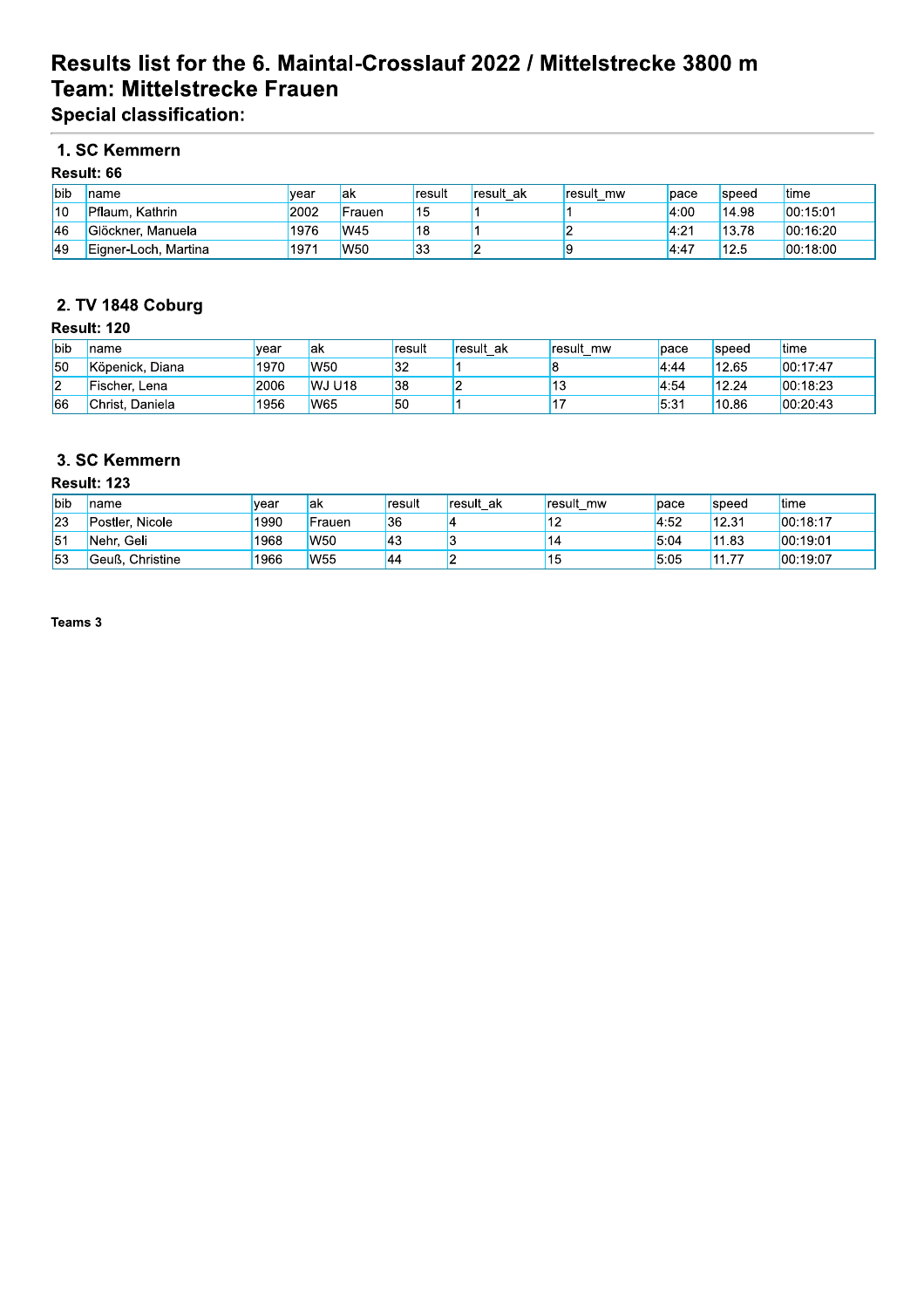# Results list for the 6. Maintal-Crosslauf 2022 / Mittelstrecke 3800 m
# Team: Mittelstrecke Frauen
### Special classification:

## 1. SC Kemmern

**Result: 66**

| bib | name | year | ak | result | result_ak | result_mw | pace | speed | time |
|---|---|---|---|---|---|---|---|---|---|
| 10 | Pflaum, Kathrin | 2002 | Frauen | 15 | 1 | 1 | 4:00 | 14.98 | 00:15:01 |
| 46 | Glöckner, Manuela | 1976 | W45 | 18 | 1 | 2 | 4:21 | 13.78 | 00:16:20 |
| 49 | Eigner-Loch, Martina | 1971 | W50 | 33 | 2 | 9 | 4:47 | 12.5 | 00:18:00 |

## 2. TV 1848 Coburg

**Result: 120**

| bib | name | year | ak | result | result_ak | result_mw | pace | speed | time |
|---|---|---|---|---|---|---|---|---|---|
| 50 | Köpenick, Diana | 1970 | W50 | 32 | 1 | 8 | 4:44 | 12.65 | 00:17:47 |
| 2 | Fischer, Lena | 2006 | WJ U18 | 38 | 2 | 13 | 4:54 | 12.24 | 00:18:23 |
| 66 | Christ, Daniela | 1956 | W65 | 50 | 1 | 17 | 5:31 | 10.86 | 00:20:43 |

## 3. SC Kemmern

**Result: 123**

| bib | name | year | ak | result | result_ak | result_mw | pace | speed | time |
|---|---|---|---|---|---|---|---|---|---|
| 23 | Postler, Nicole | 1990 | Frauen | 36 | 4 | 12 | 4:52 | 12.31 | 00:18:17 |
| 51 | Nehr, Geli | 1968 | W50 | 43 | 3 | 14 | 5:04 | 11.83 | 00:19:01 |
| 53 | Geuß, Christine | 1966 | W55 | 44 | 2 | 15 | 5:05 | 11.77 | 00:19:07 |

**Teams 3**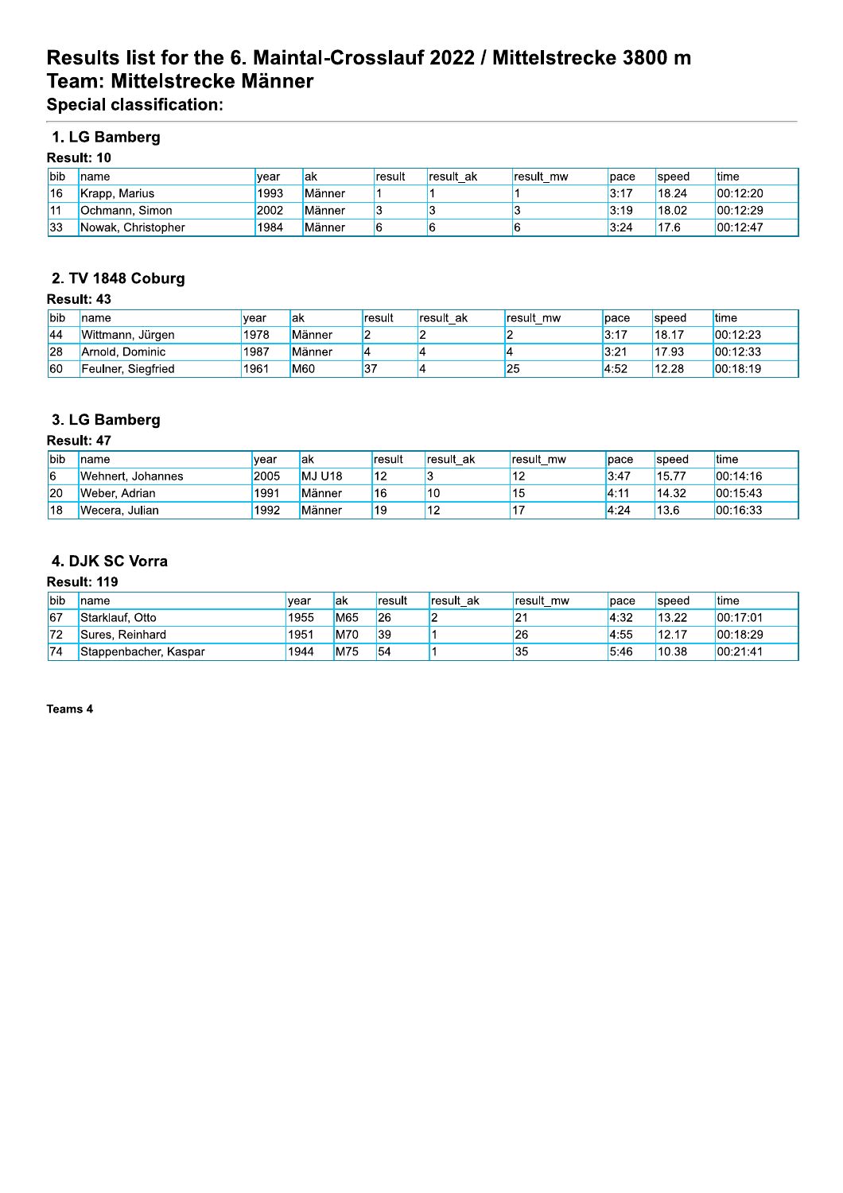# Results list for the 6. Maintal-Crosslauf 2022 / Mittelstrecke 3800 m
# Team: Mittelstrecke Männer

### Special classification:

## 1. LG Bamberg

**Result: 10**

| bib | name | year | ak | result | result_ak | result_mw | pace | speed | time |
|---|---|---|---|---|---|---|---|---|---|
| 16 | Krapp, Marius | 1993 | Männer | 1 | 1 | 1 | 3:17 | 18.24 | 00:12:20 |
| 11 | Ochmann, Simon | 2002 | Männer | 3 | 3 | 3 | 3:19 | 18.02 | 00:12:29 |
| 33 | Nowak, Christopher | 1984 | Männer | 6 | 6 | 6 | 3:24 | 17.6 | 00:12:47 |

## 2. TV 1848 Coburg

**Result: 43**

| bib | name | year | ak | result | result_ak | result_mw | pace | speed | time |
|---|---|---|---|---|---|---|---|---|---|
| 44 | Wittmann, Jürgen | 1978 | Männer | 2 | 2 | 2 | 3:17 | 18.17 | 00:12:23 |
| 28 | Arnold, Dominic | 1987 | Männer | 4 | 4 | 4 | 3:21 | 17.93 | 00:12:33 |
| 60 | Feulner, Siegfried | 1961 | M60 | 37 | 4 | 25 | 4:52 | 12.28 | 00:18:19 |

## 3. LG Bamberg

**Result: 47**

| bib | name | year | ak | result | result_ak | result_mw | pace | speed | time |
|---|---|---|---|---|---|---|---|---|---|
| 6 | Wehnert, Johannes | 2005 | MJ U18 | 12 | 3 | 12 | 3:47 | 15.77 | 00:14:16 |
| 20 | Weber, Adrian | 1991 | Männer | 16 | 10 | 15 | 4:11 | 14.32 | 00:15:43 |
| 18 | Wecera, Julian | 1992 | Männer | 19 | 12 | 17 | 4:24 | 13.6 | 00:16:33 |

## 4. DJK SC Vorra

**Result: 119**

| bib | name | year | ak | result | result_ak | result_mw | pace | speed | time |
|---|---|---|---|---|---|---|---|---|---|
| 67 | Starklauf, Otto | 1955 | M65 | 26 | 2 | 21 | 4:32 | 13.22 | 00:17:01 |
| 72 | Sures, Reinhard | 1951 | M70 | 39 | 1 | 26 | 4:55 | 12.17 | 00:18:29 |
| 74 | Stappenbacher, Kaspar | 1944 | M75 | 54 | 1 | 35 | 5:46 | 10.38 | 00:21:41 |

**Teams 4**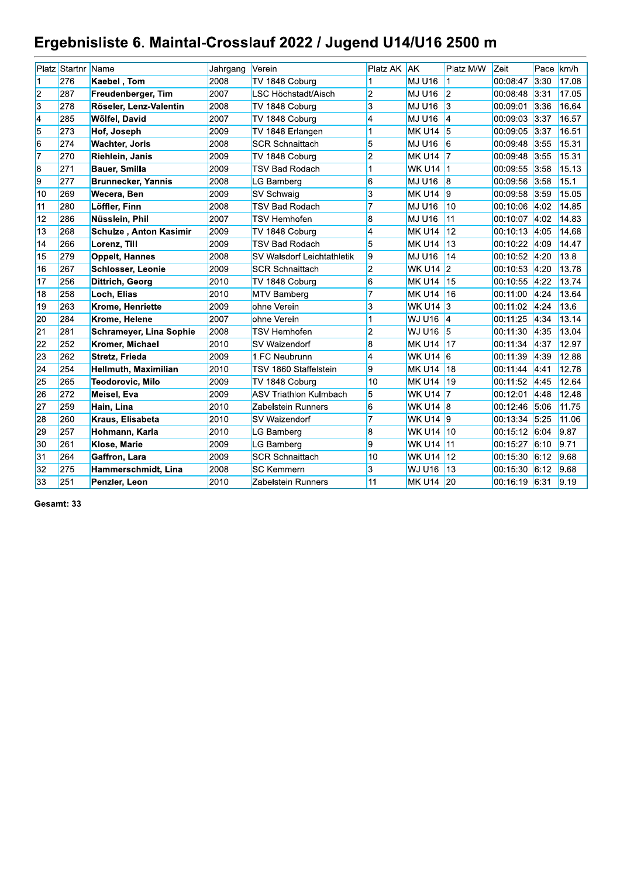# Ergebnisliste 6. Maintal-Crosslauf 2022 / Jugend U14/U16 2500 m

| Platz | Startnr | Name | Jahrgang | Verein | Platz AK | AK | Platz M/W | Zeit | Pace | km/h |
|---|---|---|---|---|---|---|---|---|---|---|
| 1 | 276 | **Kaebel , Tom** | 2008 | TV 1848 Coburg | 1 | MJ U16 | 1 | 00:08:47 | 3:30 | 17.08 |
| 2 | 287 | **Freudenberger, Tim** | 2007 | LSC Höchstadt/Aisch | 2 | MJ U16 | 2 | 00:08:48 | 3:31 | 17.05 |
| 3 | 278 | **Röseler, Lenz-Valentin** | 2008 | TV 1848 Coburg | 3 | MJ U16 | 3 | 00:09:01 | 3:36 | 16.64 |
| 4 | 285 | **Wölfel, David** | 2007 | TV 1848 Coburg | 4 | MJ U16 | 4 | 00:09:03 | 3:37 | 16.57 |
| 5 | 273 | **Hof, Joseph** | 2009 | TV 1848 Erlangen | 1 | MK U14 | 5 | 00:09:05 | 3:37 | 16.51 |
| 6 | 274 | **Wachter, Joris** | 2008 | SCR Schnaittach | 5 | MJ U16 | 6 | 00:09:48 | 3:55 | 15.31 |
| 7 | 270 | **Riehlein, Janis** | 2009 | TV 1848 Coburg | 2 | MK U14 | 7 | 00:09:48 | 3:55 | 15.31 |
| 8 | 271 | **Bauer, Smilla** | 2009 | TSV Bad Rodach | 1 | WK U14 | 1 | 00:09:55 | 3:58 | 15.13 |
| 9 | 277 | **Brunnecker, Yannis** | 2008 | LG Bamberg | 6 | MJ U16 | 8 | 00:09:56 | 3:58 | 15.1 |
| 10 | 269 | **Wecera, Ben** | 2009 | SV Schwaig | 3 | MK U14 | 9 | 00:09:58 | 3:59 | 15.05 |
| 11 | 280 | **Löffler, Finn** | 2008 | TSV Bad Rodach | 7 | MJ U16 | 10 | 00:10:06 | 4:02 | 14.85 |
| 12 | 286 | **Nüsslein, Phil** | 2007 | TSV Hemhofen | 8 | MJ U16 | 11 | 00:10:07 | 4:02 | 14.83 |
| 13 | 268 | **Schulze , Anton Kasimir** | 2009 | TV 1848 Coburg | 4 | MK U14 | 12 | 00:10:13 | 4:05 | 14.68 |
| 14 | 266 | **Lorenz, Till** | 2009 | TSV Bad Rodach | 5 | MK U14 | 13 | 00:10:22 | 4:09 | 14.47 |
| 15 | 279 | **Oppelt, Hannes** | 2008 | SV Walsdorf Leichtathletik | 9 | MJ U16 | 14 | 00:10:52 | 4:20 | 13.8 |
| 16 | 267 | **Schlosser, Leonie** | 2009 | SCR Schnaittach | 2 | WK U14 | 2 | 00:10:53 | 4:20 | 13.78 |
| 17 | 256 | **Dittrich, Georg** | 2010 | TV 1848 Coburg | 6 | MK U14 | 15 | 00:10:55 | 4:22 | 13.74 |
| 18 | 258 | **Loch, Elias** | 2010 | MTV Bamberg | 7 | MK U14 | 16 | 00:11:00 | 4:24 | 13.64 |
| 19 | 263 | **Krome, Henriette** | 2009 | ohne Verein | 3 | WK U14 | 3 | 00:11:02 | 4:24 | 13.6 |
| 20 | 284 | **Krome, Helene** | 2007 | ohne Verein | 1 | WJ U16 | 4 | 00:11:25 | 4:34 | 13.14 |
| 21 | 281 | **Schrameyer, Lina Sophie** | 2008 | TSV Hemhofen | 2 | WJ U16 | 5 | 00:11:30 | 4:35 | 13.04 |
| 22 | 252 | **Kromer, Michael** | 2010 | SV Waizendorf | 8 | MK U14 | 17 | 00:11:34 | 4:37 | 12.97 |
| 23 | 262 | **Stretz, Frieda** | 2009 | 1.FC Neubrunn | 4 | WK U14 | 6 | 00:11:39 | 4:39 | 12.88 |
| 24 | 254 | **Hellmuth, Maximilian** | 2010 | TSV 1860 Staffelstein | 9 | MK U14 | 18 | 00:11:44 | 4:41 | 12.78 |
| 25 | 265 | **Teodorovic, Milo** | 2009 | TV 1848 Coburg | 10 | MK U14 | 19 | 00:11:52 | 4:45 | 12.64 |
| 26 | 272 | **Meisel, Eva** | 2009 | ASV Triathlon Kulmbach | 5 | WK U14 | 7 | 00:12:01 | 4:48 | 12.48 |
| 27 | 259 | **Hain, Lina** | 2010 | Zabelstein Runners | 6 | WK U14 | 8 | 00:12:46 | 5:06 | 11.75 |
| 28 | 260 | **Kraus, Elisabeta** | 2010 | SV Waizendorf | 7 | WK U14 | 9 | 00:13:34 | 5:25 | 11.06 |
| 29 | 257 | **Hohmann, Karla** | 2010 | LG Bamberg | 8 | WK U14 | 10 | 00:15:12 | 6:04 | 9.87 |
| 30 | 261 | **Klose, Marie** | 2009 | LG Bamberg | 9 | WK U14 | 11 | 00:15:27 | 6:10 | 9.71 |
| 31 | 264 | **Gaffron, Lara** | 2009 | SCR Schnaittach | 10 | WK U14 | 12 | 00:15:30 | 6:12 | 9.68 |
| 32 | 275 | **Hammerschmidt, Lina** | 2008 | SC Kemmern | 3 | WJ U16 | 13 | 00:15:30 | 6:12 | 9.68 |
| 33 | 251 | **Penzler, Leon** | 2010 | Zabelstein Runners | 11 | MK U14 | 20 | 00:16:19 | 6:31 | 9.19 |

**Gesamt: 33**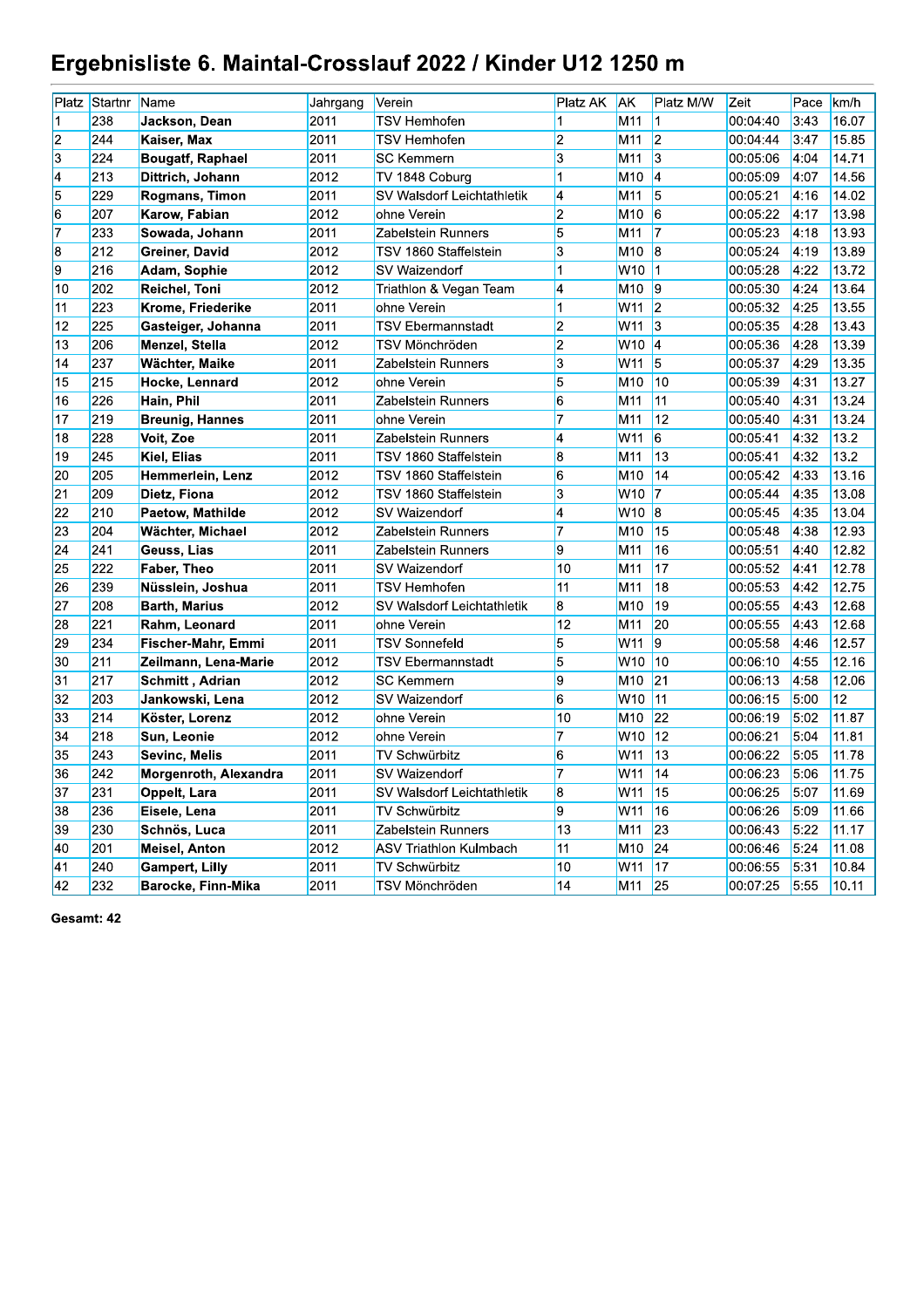# Ergebnisliste 6. Maintal-Crosslauf 2022 / Kinder U12 1250 m

| Platz | Startnr | Name | Jahrgang | Verein | Platz AK | AK | Platz M/W | Zeit | Pace | km/h |
|---|---|---|---|---|---|---|---|---|---|---|
| 1 | 238 | **Jackson, Dean** | 2011 | TSV Hemhofen | 1 | M11 | 1 | 00:04:40 | 3:43 | 16.07 |
| 2 | 244 | **Kaiser, Max** | 2011 | TSV Hemhofen | 2 | M11 | 2 | 00:04:44 | 3:47 | 15.85 |
| 3 | 224 | **Bougatf, Raphael** | 2011 | SC Kemmern | 3 | M11 | 3 | 00:05:06 | 4:04 | 14.71 |
| 4 | 213 | **Dittrich, Johann** | 2012 | TV 1848 Coburg | 1 | M10 | 4 | 00:05:09 | 4:07 | 14.56 |
| 5 | 229 | **Rogmans, Timon** | 2011 | SV Walsdorf Leichtathletik | 4 | M11 | 5 | 00:05:21 | 4:16 | 14.02 |
| 6 | 207 | **Karow, Fabian** | 2012 | ohne Verein | 2 | M10 | 6 | 00:05:22 | 4:17 | 13.98 |
| 7 | 233 | **Sowada, Johann** | 2011 | Zabelstein Runners | 5 | M11 | 7 | 00:05:23 | 4:18 | 13.93 |
| 8 | 212 | **Greiner, David** | 2012 | TSV 1860 Staffelstein | 3 | M10 | 8 | 00:05:24 | 4:19 | 13.89 |
| 9 | 216 | **Adam, Sophie** | 2012 | SV Waizendorf | 1 | W10 | 1 | 00:05:28 | 4:22 | 13.72 |
| 10 | 202 | **Reichel, Toni** | 2012 | Triathlon & Vegan Team | 4 | M10 | 9 | 00:05:30 | 4:24 | 13.64 |
| 11 | 223 | **Krome, Friederike** | 2011 | ohne Verein | 1 | W11 | 2 | 00:05:32 | 4:25 | 13.55 |
| 12 | 225 | **Gasteiger, Johanna** | 2011 | TSV Ebermannstadt | 2 | W11 | 3 | 00:05:35 | 4:28 | 13.43 |
| 13 | 206 | **Menzel, Stella** | 2012 | TSV Mönchröden | 2 | W10 | 4 | 00:05:36 | 4:28 | 13.39 |
| 14 | 237 | **Wächter, Maike** | 2011 | Zabelstein Runners | 3 | W11 | 5 | 00:05:37 | 4:29 | 13.35 |
| 15 | 215 | **Hocke, Lennard** | 2012 | ohne Verein | 5 | M10 | 10 | 00:05:39 | 4:31 | 13.27 |
| 16 | 226 | **Hain, Phil** | 2011 | Zabelstein Runners | 6 | M11 | 11 | 00:05:40 | 4:31 | 13.24 |
| 17 | 219 | **Breunig, Hannes** | 2011 | ohne Verein | 7 | M11 | 12 | 00:05:40 | 4:31 | 13.24 |
| 18 | 228 | **Voit, Zoe** | 2011 | Zabelstein Runners | 4 | W11 | 6 | 00:05:41 | 4:32 | 13.2 |
| 19 | 245 | **Kiel, Elias** | 2011 | TSV 1860 Staffelstein | 8 | M11 | 13 | 00:05:41 | 4:32 | 13.2 |
| 20 | 205 | **Hemmerlein, Lenz** | 2012 | TSV 1860 Staffelstein | 6 | M10 | 14 | 00:05:42 | 4:33 | 13.16 |
| 21 | 209 | **Dietz, Fiona** | 2012 | TSV 1860 Staffelstein | 3 | W10 | 7 | 00:05:44 | 4:35 | 13.08 |
| 22 | 210 | **Paetow, Mathilde** | 2012 | SV Waizendorf | 4 | W10 | 8 | 00:05:45 | 4:35 | 13.04 |
| 23 | 204 | **Wächter, Michael** | 2012 | Zabelstein Runners | 7 | M10 | 15 | 00:05:48 | 4:38 | 12.93 |
| 24 | 241 | **Geuss, Lias** | 2011 | Zabelstein Runners | 9 | M11 | 16 | 00:05:51 | 4:40 | 12.82 |
| 25 | 222 | **Faber, Theo** | 2011 | SV Waizendorf | 10 | M11 | 17 | 00:05:52 | 4:41 | 12.78 |
| 26 | 239 | **Nüsslein, Joshua** | 2011 | TSV Hemhofen | 11 | M11 | 18 | 00:05:53 | 4:42 | 12.75 |
| 27 | 208 | **Barth, Marius** | 2012 | SV Walsdorf Leichtathletik | 8 | M10 | 19 | 00:05:55 | 4:43 | 12.68 |
| 28 | 221 | **Rahm, Leonard** | 2011 | ohne Verein | 12 | M11 | 20 | 00:05:55 | 4:43 | 12.68 |
| 29 | 234 | **Fischer-Mahr, Emmi** | 2011 | TSV Sonnefeld | 5 | W11 | 9 | 00:05:58 | 4:46 | 12.57 |
| 30 | 211 | **Zeilmann, Lena-Marie** | 2012 | TSV Ebermannstadt | 5 | W10 | 10 | 00:06:10 | 4:55 | 12.16 |
| 31 | 217 | **Schmitt , Adrian** | 2012 | SC Kemmern | 9 | M10 | 21 | 00:06:13 | 4:58 | 12.06 |
| 32 | 203 | **Jankowski, Lena** | 2012 | SV Waizendorf | 6 | W10 | 11 | 00:06:15 | 5:00 | 12 |
| 33 | 214 | **Köster, Lorenz** | 2012 | ohne Verein | 10 | M10 | 22 | 00:06:19 | 5:02 | 11.87 |
| 34 | 218 | **Sun, Leonie** | 2012 | ohne Verein | 7 | W10 | 12 | 00:06:21 | 5:04 | 11.81 |
| 35 | 243 | **Sevinc, Melis** | 2011 | TV Schwürbitz | 6 | W11 | 13 | 00:06:22 | 5:05 | 11.78 |
| 36 | 242 | **Morgenroth, Alexandra** | 2011 | SV Waizendorf | 7 | W11 | 14 | 00:06:23 | 5:06 | 11.75 |
| 37 | 231 | **Oppelt, Lara** | 2011 | SV Walsdorf Leichtathletik | 8 | W11 | 15 | 00:06:25 | 5:07 | 11.69 |
| 38 | 236 | **Eisele, Lena** | 2011 | TV Schwürbitz | 9 | W11 | 16 | 00:06:26 | 5:09 | 11.66 |
| 39 | 230 | **Schnös, Luca** | 2011 | Zabelstein Runners | 13 | M11 | 23 | 00:06:43 | 5:22 | 11.17 |
| 40 | 201 | **Meisel, Anton** | 2012 | ASV Triathlon Kulmbach | 11 | M10 | 24 | 00:06:46 | 5:24 | 11.08 |
| 41 | 240 | **Gampert, Lilly** | 2011 | TV Schwürbitz | 10 | W11 | 17 | 00:06:55 | 5:31 | 10.84 |
| 42 | 232 | **Barocke, Finn-Mika** | 2011 | TSV Mönchröden | 14 | M11 | 25 | 00:07:25 | 5:55 | 10.11 |

**Gesamt: 42**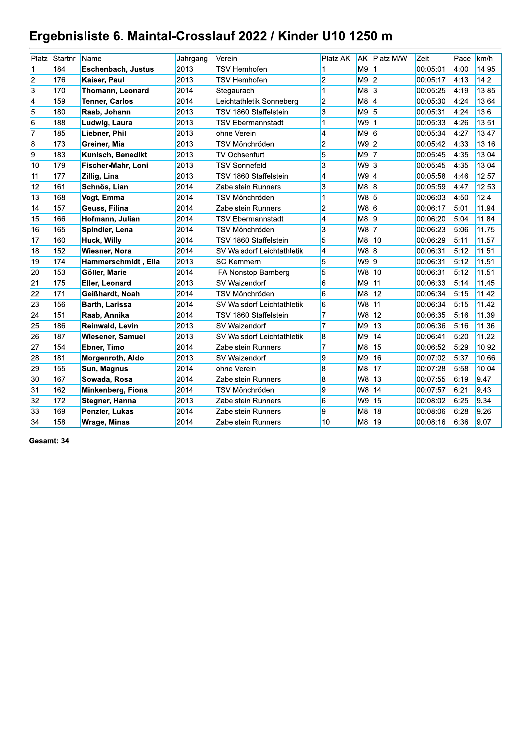# Ergebnisliste 6. Maintal-Crosslauf 2022 / Kinder U10 1250 m

| Platz | Startnr | Name | Jahrgang | Verein | Platz AK | AK | Platz M/W | Zeit | Pace | km/h |
|---|---|---|---|---|---|---|---|---|---|---|
| 1 | 184 | **Eschenbach, Justus** | 2013 | TSV Hemhofen | 1 | M9 | 1 | 00:05:01 | 4:00 | 14.95 |
| 2 | 176 | **Kaiser, Paul** | 2013 | TSV Hemhofen | 2 | M9 | 2 | 00:05:17 | 4:13 | 14.2 |
| 3 | 170 | **Thomann, Leonard** | 2014 | Stegaurach | 1 | M8 | 3 | 00:05:25 | 4:19 | 13.85 |
| 4 | 159 | **Tenner, Carlos** | 2014 | Leichtathletik Sonneberg | 2 | M8 | 4 | 00:05:30 | 4:24 | 13.64 |
| 5 | 180 | **Raab, Johann** | 2013 | TSV 1860 Staffelstein | 3 | M9 | 5 | 00:05:31 | 4:24 | 13.6 |
| 6 | 188 | **Ludwig, Laura** | 2013 | TSV Ebermannstadt | 1 | W9 | 1 | 00:05:33 | 4:26 | 13.51 |
| 7 | 185 | **Liebner, Phil** | 2013 | ohne Verein | 4 | M9 | 6 | 00:05:34 | 4:27 | 13.47 |
| 8 | 173 | **Greiner, Mia** | 2013 | TSV Mönchröden | 2 | W9 | 2 | 00:05:42 | 4:33 | 13.16 |
| 9 | 183 | **Kunisch, Benedikt** | 2013 | TV Ochsenfurt | 5 | M9 | 7 | 00:05:45 | 4:35 | 13.04 |
| 10 | 179 | **Fischer-Mahr, Loni** | 2013 | TSV Sonnefeld | 3 | W9 | 3 | 00:05:45 | 4:35 | 13.04 |
| 11 | 177 | **Zillig, Lina** | 2013 | TSV 1860 Staffelstein | 4 | W9 | 4 | 00:05:58 | 4:46 | 12.57 |
| 12 | 161 | **Schnös, Lian** | 2014 | Zabelstein Runners | 3 | M8 | 8 | 00:05:59 | 4:47 | 12.53 |
| 13 | 168 | **Vogt, Emma** | 2014 | TSV Mönchröden | 1 | W8 | 5 | 00:06:03 | 4:50 | 12.4 |
| 14 | 157 | **Geuss, Filina** | 2014 | Zabelstein Runners | 2 | W8 | 6 | 00:06:17 | 5:01 | 11.94 |
| 15 | 166 | **Hofmann, Julian** | 2014 | TSV Ebermannstadt | 4 | M8 | 9 | 00:06:20 | 5:04 | 11.84 |
| 16 | 165 | **Spindler, Lena** | 2014 | TSV Mönchröden | 3 | W8 | 7 | 00:06:23 | 5:06 | 11.75 |
| 17 | 160 | **Huck, Willy** | 2014 | TSV 1860 Staffelstein | 5 | M8 | 10 | 00:06:29 | 5:11 | 11.57 |
| 18 | 152 | **Wiesner, Nora** | 2014 | SV Walsdorf Leichtathletik | 4 | W8 | 8 | 00:06:31 | 5:12 | 11.51 |
| 19 | 174 | **Hammerschmidt , Ella** | 2013 | SC Kemmern | 5 | W9 | 9 | 00:06:31 | 5:12 | 11.51 |
| 20 | 153 | **Göller, Marie** | 2014 | IFA Nonstop Bamberg | 5 | W8 | 10 | 00:06:31 | 5:12 | 11.51 |
| 21 | 175 | **Eller, Leonard** | 2013 | SV Waizendorf | 6 | M9 | 11 | 00:06:33 | 5:14 | 11.45 |
| 22 | 171 | **Geißhardt, Noah** | 2014 | TSV Mönchröden | 6 | M8 | 12 | 00:06:34 | 5:15 | 11.42 |
| 23 | 156 | **Barth, Larissa** | 2014 | SV Walsdorf Leichtathletik | 6 | W8 | 11 | 00:06:34 | 5:15 | 11.42 |
| 24 | 151 | **Raab, Annika** | 2014 | TSV 1860 Staffelstein | 7 | W8 | 12 | 00:06:35 | 5:16 | 11.39 |
| 25 | 186 | **Reinwald, Levin** | 2013 | SV Waizendorf | 7 | M9 | 13 | 00:06:36 | 5:16 | 11.36 |
| 26 | 187 | **Wiesener, Samuel** | 2013 | SV Walsdorf Leichtathletik | 8 | M9 | 14 | 00:06:41 | 5:20 | 11.22 |
| 27 | 154 | **Ebner, Timo** | 2014 | Zabelstein Runners | 7 | M8 | 15 | 00:06:52 | 5:29 | 10.92 |
| 28 | 181 | **Morgenroth, Aldo** | 2013 | SV Waizendorf | 9 | M9 | 16 | 00:07:02 | 5:37 | 10.66 |
| 29 | 155 | **Sun, Magnus** | 2014 | ohne Verein | 8 | M8 | 17 | 00:07:28 | 5:58 | 10.04 |
| 30 | 167 | **Sowada, Rosa** | 2014 | Zabelstein Runners | 8 | W8 | 13 | 00:07:55 | 6:19 | 9.47 |
| 31 | 162 | **Minkenberg, Fiona** | 2014 | TSV Mönchröden | 9 | W8 | 14 | 00:07:57 | 6:21 | 9.43 |
| 32 | 172 | **Stegner, Hanna** | 2013 | Zabelstein Runners | 6 | W9 | 15 | 00:08:02 | 6:25 | 9.34 |
| 33 | 169 | **Penzler, Lukas** | 2014 | Zabelstein Runners | 9 | M8 | 18 | 00:08:06 | 6:28 | 9.26 |
| 34 | 158 | **Wrage, Minas** | 2014 | Zabelstein Runners | 10 | M8 | 19 | 00:08:16 | 6:36 | 9.07 |

**Gesamt: 34**